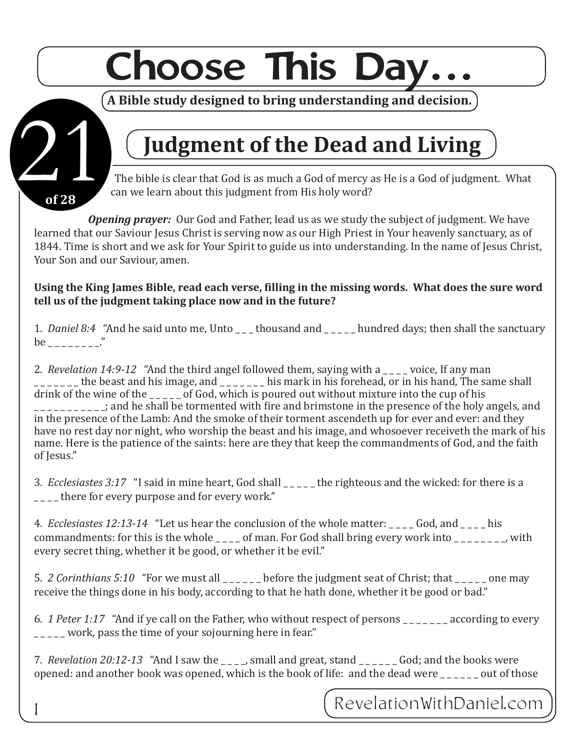# Choose This Day…

**A Bible study designed to bring understanding and decision.**

21 of 28

## Judgment of the Dead and Living

The bible is clear that God is as much a God of mercy as He is a God of judgment. What can we learn about this judgment from His holy word?

***Opening prayer:*** Our God and Father, lead us as we study the subject of judgment. We have learned that our Saviour Jesus Christ is serving now as our High Priest in Your heavenly sanctuary, as of 1844. Time is short and we ask for Your Spirit to guide us into understanding. In the name of Jesus Christ, Your Son and our Saviour, amen.

**Using the King James Bible, read each verse, filling in the missing words. What does the sure word tell us of the judgment taking place now and in the future?**

1. *Daniel 8:4* "And he said unto me, Unto _ _ _ thousand and _ _ _ _ _ hundred days; then shall the sanctuary be _ _ _ _ _ _ _ _ _."

2. *Revelation 14:9-12* "And the third angel followed them, saying with a _ _ _ _ voice, If any man _ _ _ _ _ _ _ the beast and his image, and _ _ _ _ _ _ _ his mark in his forehead, or in his hand, The same shall drink of the wine of the _ _ _ _ _ of God, which is poured out without mixture into the cup of his _ _ _ _ _ _ _ _ _ _ _; and he shall be tormented with fire and brimstone in the presence of the holy angels, and in the presence of the Lamb: And the smoke of their torment ascendeth up for ever and ever: and they have no rest day nor night, who worship the beast and his image, and whosoever receiveth the mark of his name. Here is the patience of the saints: here are they that keep the commandments of God, and the faith of Jesus."

3. *Ecclesiastes 3:17* "I said in mine heart, God shall _ _ _ _ _ the righteous and the wicked: for there is a _ _ _ _ there for every purpose and for every work."

4. *Ecclesiastes 12:13-14* "Let us hear the conclusion of the whole matter: _ _ _ _ God, and _ _ _ _ his commandments: for this is the whole _ _ _ _ of man. For God shall bring every work into _ _ _ _ _ _ _ _ _, with every secret thing, whether it be good, or whether it be evil."

5. *2 Corinthians 5:10* "For we must all _ _ _ _ _ _ before the judgment seat of Christ; that _ _ _ _ _ one may receive the things done in his body, according to that he hath done, whether it be good or bad."

6. *1 Peter 1:17* "And if ye call on the Father, who without respect of persons _ _ _ _ _ _ _ according to every _ _ _ _ _ work, pass the time of your sojourning here in fear."

7. *Revelation 20:12-13* "And I saw the _ _ _ _, small and great, stand _ _ _ _ _ _ God; and the books were opened: and another book was opened, which is the book of life: and the dead were _ _ _ _ _ _ out of those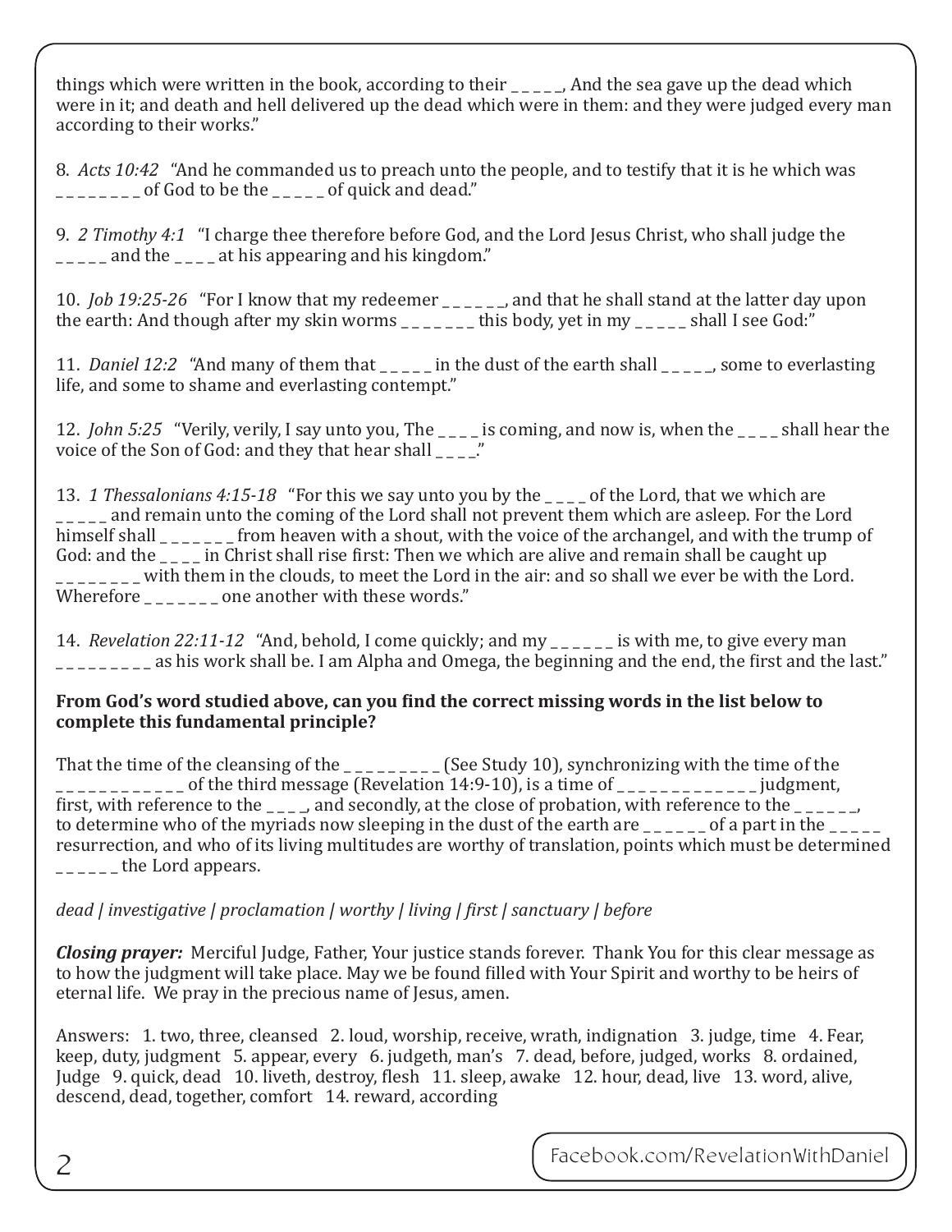things which were written in the book, according to their _ _ _ _ _, And the sea gave up the dead which were in it; and death and hell delivered up the dead which were in them: and they were judged every man according to their works."

8. *Acts 10:42* "And he commanded us to preach unto the people, and to testify that it is he which was _ _ _ _ _ _ _ _ of God to be the _ _ _ _ _ of quick and dead."

9. *2 Timothy 4:1* "I charge thee therefore before God, and the Lord Jesus Christ, who shall judge the _ _ _ _ _ and the _ _ _ _ at his appearing and his kingdom."

10. *Job 19:25-26* "For I know that my redeemer _ _ _ _ _ _, and that he shall stand at the latter day upon the earth: And though after my skin worms _ _ _ _ _ _ _ this body, yet in my _ _ _ _ _ shall I see God:"

11. *Daniel 12:2* "And many of them that _ _ _ _ _ in the dust of the earth shall _ _ _ _ _, some to everlasting life, and some to shame and everlasting contempt."

12. *John 5:25* "Verily, verily, I say unto you, The _ _ _ _ is coming, and now is, when the _ _ _ _ shall hear the voice of the Son of God: and they that hear shall _ _ _ _."

13. *1 Thessalonians 4:15-18* "For this we say unto you by the _ _ _ _ of the Lord, that we which are _ _ _ _ _ and remain unto the coming of the Lord shall not prevent them which are asleep. For the Lord himself shall _ _ _ _ _ _ _ from heaven with a shout, with the voice of the archangel, and with the trump of God: and the _ _ _ _ in Christ shall rise first: Then we which are alive and remain shall be caught up _ _ _ _ _ _ _ _ with them in the clouds, to meet the Lord in the air: and so shall we ever be with the Lord. Wherefore _ _ _ _ _ _ _ one another with these words."

14. *Revelation 22:11-12* "And, behold, I come quickly; and my _ _ _ _ _ _ is with me, to give every man _ _ _ _ _ _ _ _ _ as his work shall be. I am Alpha and Omega, the beginning and the end, the first and the last."

**From God's word studied above, can you find the correct missing words in the list below to complete this fundamental principle?**

That the time of the cleansing of the _ _ _ _ _ _ _ _ _ (See Study 10), synchronizing with the time of the _ _ _ _ _ _ _ _ _ _ _ _ of the third message (Revelation 14:9-10), is a time of _ _ _ _ _ _ _ _ _ _ _ _ _ judgment, first, with reference to the _ _ _ _, and secondly, at the close of probation, with reference to the _ _ _ _ _ _, to determine who of the myriads now sleeping in the dust of the earth are _ _ _ _ _ _ of a part in the _ _ _ _ _ resurrection, and who of its living multitudes are worthy of translation, points which must be determined _ _ _ _ _ _ the Lord appears.

*dead | investigative | proclamation | worthy | living | first | sanctuary | before*

***Closing prayer:*** Merciful Judge, Father, Your justice stands forever. Thank You for this clear message as to how the judgment will take place. May we be found filled with Your Spirit and worthy to be heirs of eternal life. We pray in the precious name of Jesus, amen.

Answers: 1. two, three, cleansed 2. loud, worship, receive, wrath, indignation 3. judge, time 4. Fear, keep, duty, judgment 5. appear, every 6. judgeth, man's 7. dead, before, judged, works 8. ordained, Judge 9. quick, dead 10. liveth, destroy, flesh 11. sleep, awake 12. hour, dead, live 13. word, alive, descend, dead, together, comfort 14. reward, according

Facebook.com/RevelationWithDaniel